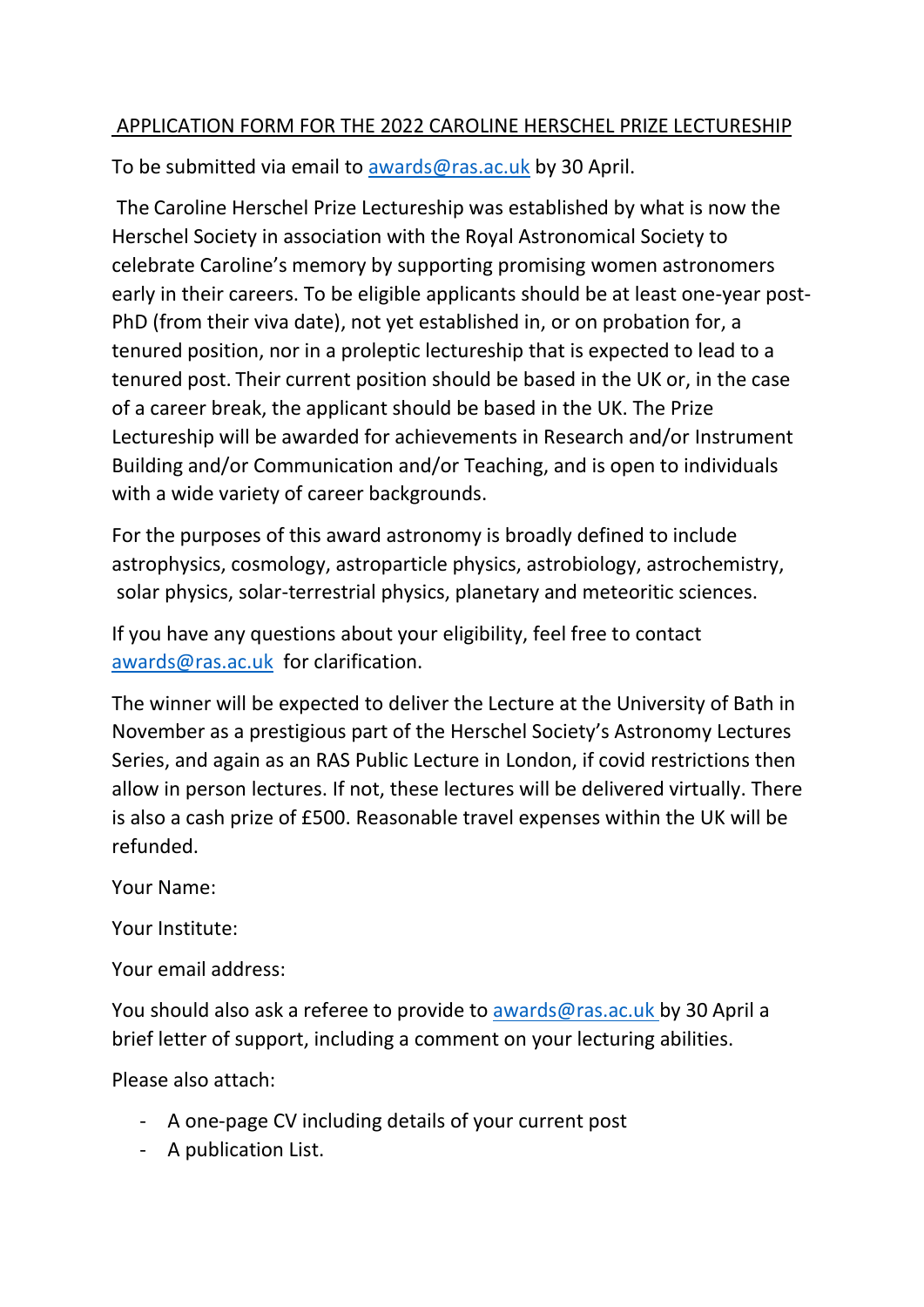# APPLICATION FORM FOR THE 2022 CAROLINE HERSCHEL PRIZE LECTURESHIP

To be submitted via email to awards@ras.ac.uk by 30 April.

The Caroline Herschel Prize Lectureship was established by what is now the Herschel Society in association with the Royal Astronomical Society to celebrate Caroline's memory by supporting promising women astronomers early in their careers. To be eligible applicants should be at least one-year post-PhD (from their viva date), not yet established in, or on probation for, a tenured position, nor in a proleptic lectureship that is expected to lead to a tenured post. Their current position should be based in the UK or, in the case of a career break, the applicant should be based in the UK. The Prize Lectureship will be awarded for achievements in Research and/or Instrument Building and/or Communication and/or Teaching, and is open to individuals with a wide variety of career backgrounds.

For the purposes of this award astronomy is broadly defined to include astrophysics, cosmology, astroparticle physics, astrobiology, astrochemistry, solar physics, solar-terrestrial physics, planetary and meteoritic sciences.

If you have any questions about your eligibility, feel free to contact awards@ras.ac.uk for clarification.

The winner will be expected to deliver the Lecture at the University of Bath in November as a prestigious part of the Herschel Society's Astronomy Lectures Series, and again as an RAS Public Lecture in London, if covid restrictions then allow in person lectures. If not, these lectures will be delivered virtually. There is also a cash prize of £500. Reasonable travel expenses within the UK will be refunded.

Your Name:

Your Institute:

Your email address:

You should also ask a referee to provide to awards@ras.ac.uk by 30 April a brief letter of support, including a comment on your lecturing abilities.

Please also attach:

- A one-page CV including details of your current post
- A publication List.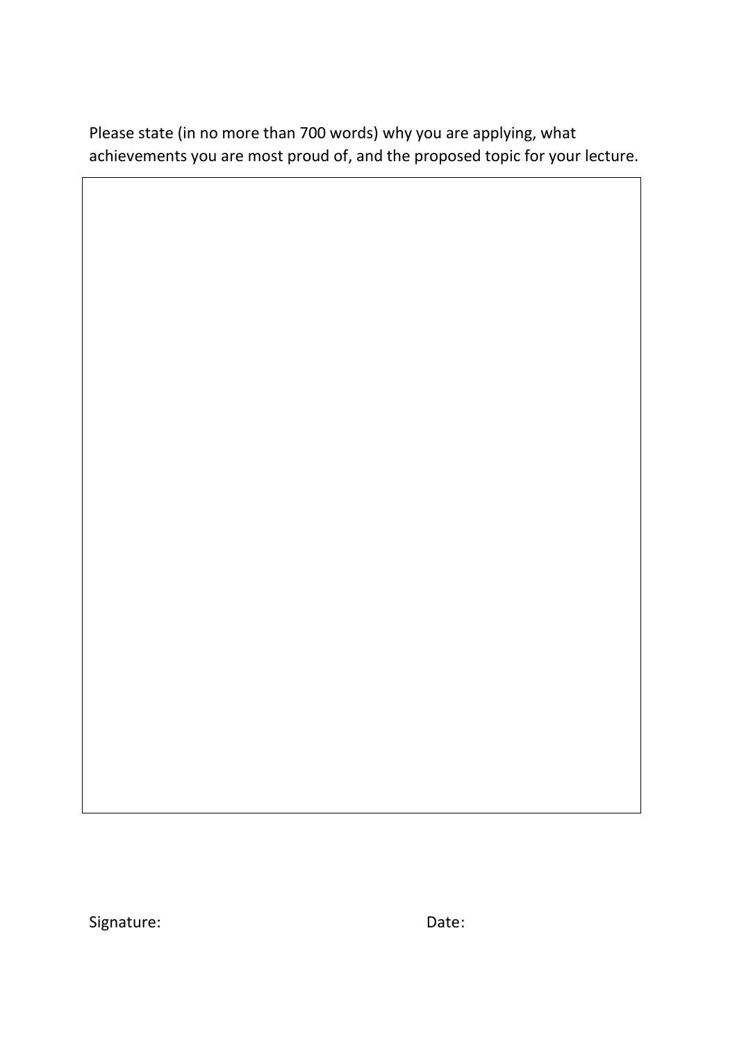Please state (in no more than 700 words) why you are applying, what achievements you are most proud of, and the proposed topic for your lecture.

| |
|---|
| |

Signature: Date: